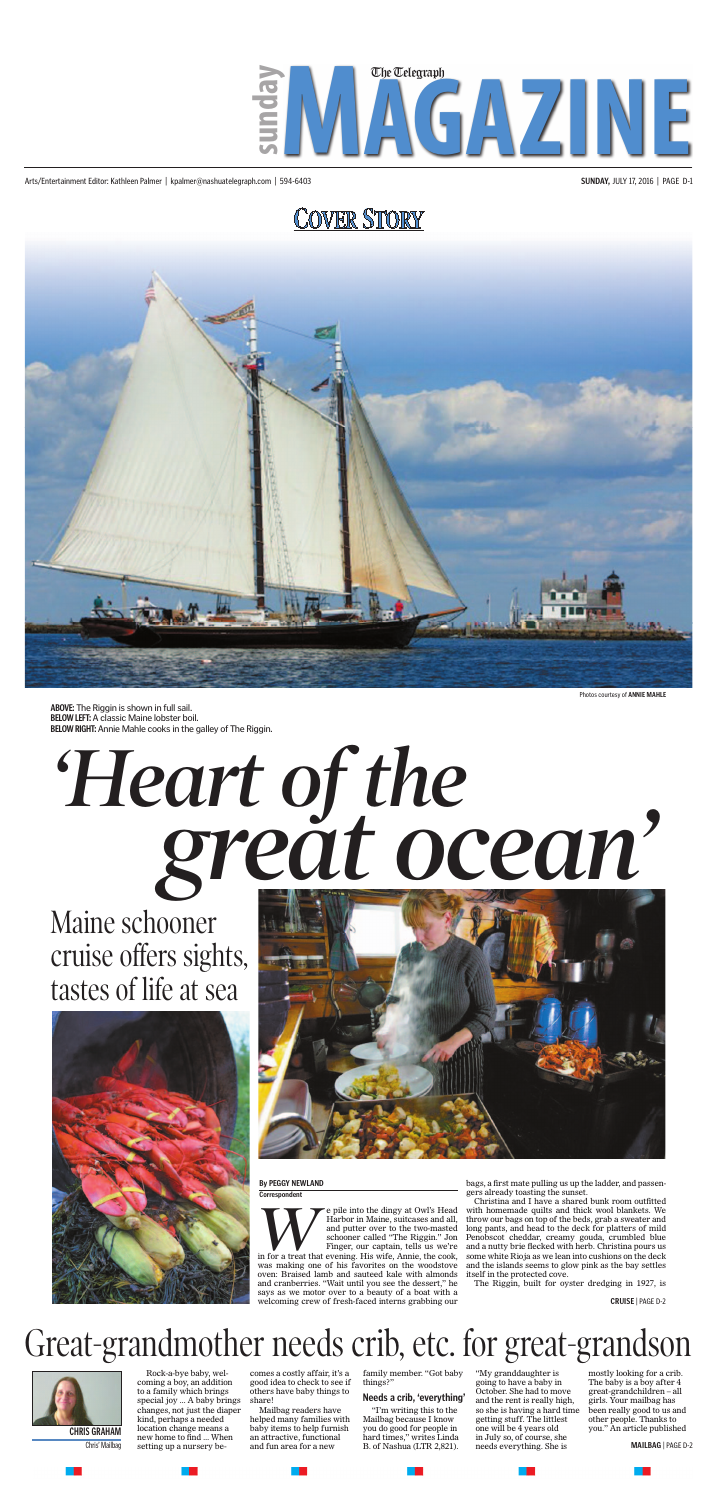# sunday The Telegraph MAGAZINE

Arts/Entertainment Editor: Kathleen Palmer | kpalmer@nashuatelegraph.com | 594-6403

**SUNDAY,** JULY 17, 2016

## COVER STORY

Photos courtesy of **ANNIE MAHLE**

**ABOVE:** The Riggin is shown in full sail.
**BELOW LEFT:** A classic Maine lobster boil.
**BELOW RIGHT:** Annie Mahle cooks in the galley of The Riggin.

# 'Heart of the great ocean'

## Maine schooner cruise offers sights, tastes of life at sea

**By PEGGY NEWLAND**
**Correspondent**

We pile into the dingy at Owl's Head Harbor in Maine, suitcases and all, and putter over to the two-masted schooner called "The Riggin." Jon Finger, our captain, tells us we're in for a treat that evening. His wife, Annie, the cook, was making one of his favorites on the woodstove oven: Braised lamb and sauteed kale with almonds and cranberries. "Wait until you see the dessert," he says as we motor over to a beauty of a boat with a welcoming crew of fresh-faced interns grabbing our bags, a first mate pulling us up the ladder, and passengers already toasting the sunset.

Christina and I have a shared bunk room outfitted with homemade quilts and thick wool blankets. We throw our bags on top of the beds, grab a sweater and long pants, and head to the deck for platters of mild Penobscot cheddar, creamy gouda, crumbled blue and a nutty brie flecked with herb. Christina pours us some white Rioja as we lean into cushions on the deck and the islands seems to glow pink as the bay settles itself in the protected cove.

The Riggin, built for oyster dredging in 1927, is

**CRUISE** | PAGE D-2

# Great-grandmother needs crib, etc. for great-grandson

**CHRIS GRAHAM**
Chris' Mailbag

Rock-a-bye baby, welcoming a boy, an addition to a family which brings special joy ... A baby brings changes, not just the diaper kind, perhaps a needed location change means a new home to find ... When setting up a nursery becomes a costly affair, it's a good idea to check to see if others have baby things to share!

Mailbag readers have helped many families with baby items to help furnish an attractive, functional and fun area for a new family member. "Got baby things?"

### Needs a crib, 'everything'

"I'm writing this to the Mailbag because I know you do good for people in hard times," writes Linda B. of Nashua (LTR 2,821). "My granddaughter is going to have a baby in October. She had to move and the rent is really high, so she is having a hard time getting stuff. The littlest one will be 4 years old in July so, of course, she needs everything. She is mostly looking for a crib. The baby is a boy after 4 great-grandchildren – all girls. Your mailbag has been really good to us and other people. Thanks to you." An article published

**MAILBAG** | PAGE D-2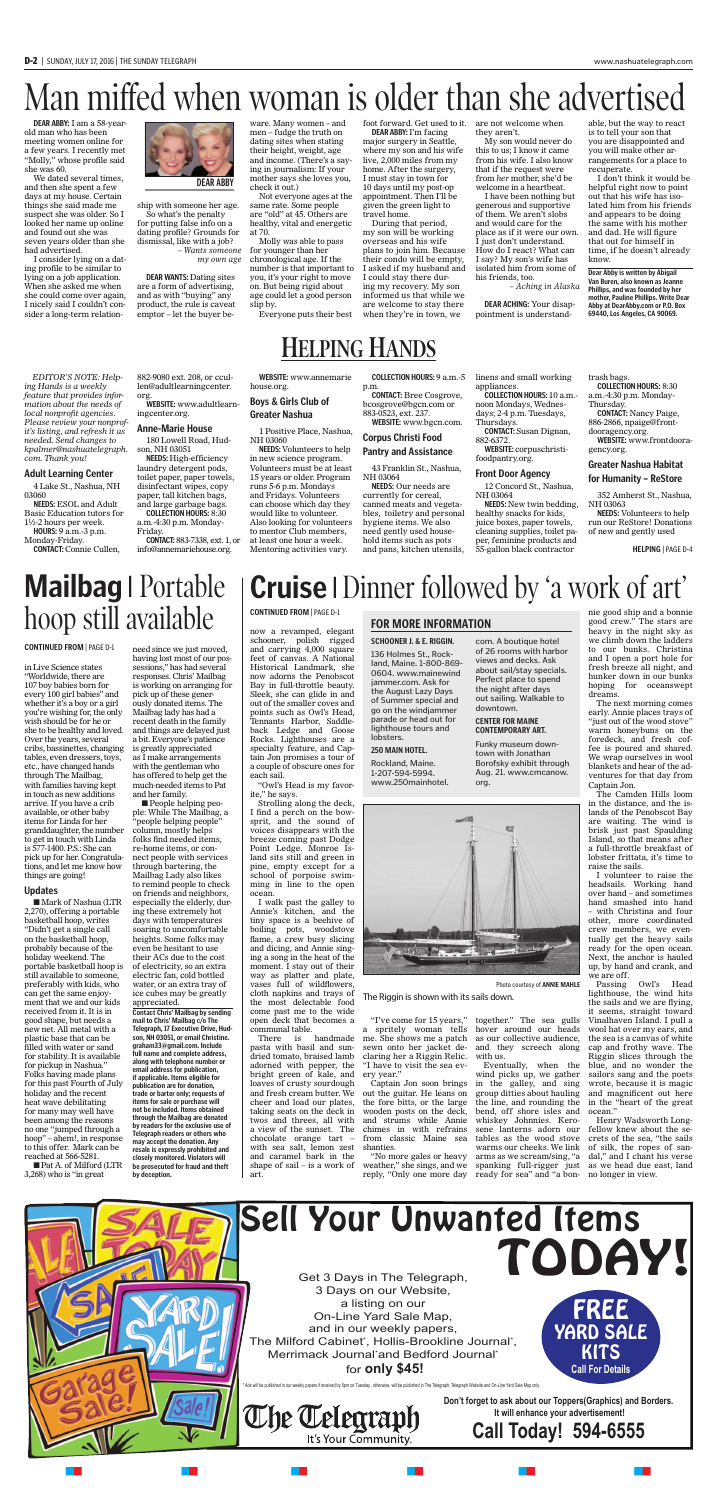# Man miffed when woman is older than she advertised

**DEAR ABBY:** I am a 58-year-old man who has been meeting women online for a few years. I recently met "Molly," whose profile said she was 60.

We dated several times, and then she spent a few days at my house. Certain things she said made me suspect she was older. So I looked her name up online and found out she was seven years older than she had advertised.

I consider lying on a dating profile to be similar to lying on a job application. When she asked me when she could come over again, I nicely said I couldn't consider a long-term relationship with someone her age.

So what's the penalty for putting false info on a dating profile? Grounds for dismissal, like with a job?

*– Wants someone my own age*

DEAR ABBY

**DEAR WANTS:** Dating sites are a form of advertising, and as with "buying" any product, the rule is caveat emptor – let the buyer beware. Many women – and men – fudge the truth on dating sites when stating their height, weight, age and income. (There's a saying in journalism: If your mother says she loves you, check it out.)

Not everyone ages at the same rate. Some people are "old" at 45. Others are healthy, vital and energetic at 70.

Molly was able to pass for younger than her chronological age. If the number is that important to you, it's your right to move on. But being rigid about age could let a good person slip by.

Everyone puts their best foot forward. Get used to it.

**DEAR ABBY:** I'm facing major surgery in Seattle, where my son and his wife live, 2,000 miles from my home. After the surgery, I must stay in town for 10 days until my post-op appointment. Then I'll be given the green light to travel home.

During that period, my son will be working overseas and his wife plans to join him. Because their condo will be empty, I asked if my husband and I could stay there during my recovery. My son informed us that while we are welcome to stay there when they're in town, we are not welcome when they aren't.

My son would never do this to us; I know it came from his wife. I also know that if the request were from *her* mother, she'd be welcome in a heartbeat.

I have been nothing but generous and supportive of them. We aren't slobs and would care for the place as if it were our own. I just don't understand. How do I react? What can I say? My son's wife has isolated him from some of his friends, too.

*– Aching in Alaska*

**DEAR ACHING:** Your disappointment is understandable, but the way to react is to tell your son that you are disappointed and you will make other arrangements for a place to recuperate.

I don't think it would be helpful right now to point out that his wife has isolated him from his friends and appears to be doing the same with his mother and dad. He will figure that out for himself in time, if he doesn't already know.

**Dear Abby is written by Abigail Van Buren, also known as Jeanne Phillips, and was founded by her mother, Pauline Phillips. Write Dear Abby at DearAbby.com or P.O. Box 69440, Los Angeles, CA 90069.**

# HELPING HANDS

*EDITOR'S NOTE: Helping Hands is a weekly feature that provides information about the needs of local nonprofit agencies. Please review your nonprofit's listing, and refresh it as needed. Send changes to kpalmer@nashuatelegraph.com. Thank you!*

### Adult Learning Center

4 Lake St., Nashua, NH 03060

**NEEDS:** ESOL and Adult Basic Education tutors for 1½-2 hours per week.

**HOURS:** 9 a.m.-3 p.m. Monday-Friday.

**CONTACT:** Connie Cullen, 882-9080 ext. 208, or ccullen@adultlearningcenter.org.

**WEBSITE:** www.adultlearningcenter.org.

### Anne-Marie House

180 Lowell Road, Hudson, NH 03051

**NEEDS:** High-efficiency laundry detergent pods, toilet paper, paper towels, disinfectant wipes, copy paper, tall kitchen bags, and large garbage bags.

**COLLECTION HOURS:** 8:30 a.m.-4:30 p.m. Monday-Friday.

**CONTACT:** 883-7338, ext. 1, or info@annemariehouse.org.

**WEBSITE:** www.annemariehouse.org.

### Boys & Girls Club of Greater Nashua

1 Positive Place, Nashua, NH 03060

**NEEDS:** Volunteers to help in new science program. Volunteers must be at least 15 years or older. Program runs 5-6 p.m. Mondays and Fridays. Volunteers can choose which day they would like to volunteer. Also looking for volunteers to mentor Club members, at least one hour a week. Mentoring activities vary.

**COLLECTION HOURS:** 9 a.m.-5 p.m.

**CONTACT:** Bree Cosgrove, bcosgrove@bgcn.com or 883-0523, ext. 237.

**WEBSITE:** www.bgcn.com.

### Corpus Christi Food Pantry and Assistance

43 Franklin St., Nashua, NH 03064

**NEEDS:** Our needs are currently for cereal, canned meats and vegetables, toiletry and personal hygiene items. We also need gently used household items such as pots and pans, kitchen utensils, linens and small working appliances.

**COLLECTION HOURS:** 10 a.m.-noon Mondays, Wednesdays; 2-4 p.m. Tuesdays, Thursdays.

**CONTACT:** Susan Dignan, 882-6372.

**WEBSITE:** corpuschristifoodpantry.org.

### Front Door Agency

12 Concord St., Nashua, NH 03064

**NEEDS:** New twin bedding, healthy snacks for kids, juice boxes, paper towels, cleaning supplies, toilet paper, feminine products and 55-gallon black contractor trash bags.

**COLLECTION HOURS:** 8:30 a.m.-4:30 p.m. Monday-Thursday.

**CONTACT:** Nancy Paige, 886-2866, npaige@frontdooragency.org.

**WEBSITE:** www.frontdooragency.org.

### Greater Nashua Habitat for Humanity – ReStore

352 Amherst St., Nashua, NH 03063

**NEEDS:** Volunteers to help run our ReStore! Donations of new and gently used

**HELPING** | PAGE D-4

# Mailbag | Portable hoop still available

**CONTINUED FROM** | PAGE D-1

in Live Science states "Worldwide, there are 107 boy babies born for every 100 girl babies" and whether it's a boy or a girl you're wishing for, the only wish should be for he or she to be healthy and loved. Over the years, several cribs, bassinettes, changing tables, even dressers, toys, etc., have changed hands through The Mailbag, with families having kept in touch as new additions arrive. If you have a crib available, or other baby items for Linda for her granddaughter, the number to get in touch with Linda is 577-1400. P.S.: She can pick up for her. Congratulations, and let me know how things are going!

### Updates

■ Mark of Nashua (LTR 2,270), offering a portable basketball hoop, writes "Didn't get a single call on the basketball hoop, probably because of the holiday weekend. The portable basketball hoop is still available to someone, preferably with kids, who can get the same enjoyment that we and our kids received from it. It is in good shape, but needs a new net. All metal with a plastic base that can be filled with water or sand for stability. It is available for pickup in Nashua." Folks having made plans for this past Fourth of July holiday and the recent heat wave debilitating for many may well have been among the reasons no one "jumped through a hoop" – ahem!, in response to this offer. Mark can be reached at 566-5281.

■ Pat A. of Milford (LTR 3,268) who is "in great need since we just moved, having lost most of our possessions," has had several responses. Chris' Mailbag is working on arranging for pick up of these generously donated items. The Mailbag lady has had a recent death in the family and things are delayed just a bit. Everyone's patience is greatly appreciated as I make arrangements with the gentleman who has offered to help get the much-needed items to Pat and her family.

■ People helping people: While The Mailbag, a "people helping people" column, mostly helps folks find needed items, re-home items, or connect people with services through bartering, the Mailbag Lady also likes to remind people to check on friends and neighbors, especially the elderly, during these extremely hot days with temperatures soaring to uncomfortable heights. Some folks may even be hesitant to use their ACs due to the cost of electricity, so an extra electric fan, cold bottled water, or an extra tray of ice cubes may be greatly appreciated.

**Contact Chris' Mailbag by sending mail to Chris' Mailbag c/o The Telegraph, 17 Executive Drive, Hudson, NH 03051, or email Christine. graham33@gmail.com. Include full name and complete address, along with telephone number or email address for publication, if applicable. Items eligible for publication are for donation, trade or barter only; requests of items for sale or purchase will not be included. Items obtained through the Mailbag are donated by readers for the exclusive use of Telegraph readers or others who may accept the donation. Any resale is expressly prohibited and closely monitored. Violators will be prosecuted for fraud and theft by deception.**

# Cruise | Dinner followed by 'a work of art'

**CONTINUED FROM** | PAGE D-1

now a revamped, elegant schooner, polish rigged and carrying 4,000 square feet of canvas. A National Historical Landmark, she now adorns the Penobscot Bay in full-throttle beauty. Sleek, she can glide in and out of the smaller coves and points such as Owl's Head, Tennants Harbor, Saddleback Ledge and Goose Rocks. Lighthouses are a specialty feature, and Captain Jon promises a tour of a couple of obscure ones for each sail.

"Owl's Head is my favorite," he says.

Strolling along the deck, I find a perch on the bowsprit, and the sound of voices disappears with the breeze coming past Dodge Point Ledge. Monroe Island sits still and green in pine, empty except for a school of porpoise swimming in line to the open ocean.

I walk past the galley to Annie's kitchen, and the tiny space is a beehive of boiling pots, woodstove flame, a crew busy slicing and dicing, and Annie singing a song in the heat of the moment. I stay out of their way as platter and plate, vases full of wildflowers, cloth napkins and trays of the most delectable food come past me to the wide open deck that becomes a communal table.

There is handmade pasta with basil and sundried tomato, braised lamb adorned with pepper, the bright green of kale, and loaves of crusty sourdough and fresh cream butter. We cheer and load our plates, taking seats on the deck in twos and threes, all with a view of the sunset. The chocolate orange tart – with sea salt, lemon zest and caramel bark in the shape of sail – is a work of art.

"I've come for 15 years," a spritely woman tells me. She shows me a patch sewn onto her jacket declaring her a Riggin Relic. "I have to visit the sea every year."

Captain Jon soon brings out the guitar. He leans on the fore bitts, or the large wooden posts on the deck, and strums while Annie chimes in with refrains from classic Maine sea shanties.

"No more gales or heavy weather," she sings, and we reply, "Only one more day together." The sea gulls hover around our heads as our collective audience, and they screech along with us.

Eventually, when the wind picks up, we gather in the galley, and sing group ditties about hauling the line, and rounding the bend, off shore isles and whiskey Johnnies. Kerosene lanterns adorn our tables as the wood stove warms our cheeks. We link arms as we scream/sing, "a spanking full-rigger just ready for sea" and "a bonnie good ship and a bonnie good crew." The stars are heavy in the night sky as we climb down the ladders to our bunks. Christina and I open a port hole for fresh breeze all night, and bunker down in our bunks hoping for oceanswept dreams.

The next morning comes early. Annie places trays of "just out of the wood stove" warm honeybuns on the foredeck, and fresh coffee is poured and shared. We wrap ourselves in wool blankets and hear of the adventures for that day from Captain Jon.

The Camden Hills loom in the distance, and the islands of the Penobscot Bay are waiting. The wind is brisk just past Spaulding Island, so that means after a full-throttle breakfast of lobster frittata, it's time to raise the sails.

I volunteer to raise the headsails. Working hand over hand – and sometimes hand smashed into hand – with Christina and four other, more coordinated crew members, we eventually get the heavy sails ready for the open ocean. Next, the anchor is hauled up, by hand and crank, and we are off.

Passing Owl's Head lighthouse, the wind hits the sails and we are flying, it seems, straight toward Vinalhaven Island. I pull a wool hat over my ears, and the sea is a canvas of white cap and frothy wave. The Riggin slices through the blue, and no wonder the sailors sang and the poets wrote, because it is magic and magnificent out here in the "heart of the great ocean."

Henry Wadsworth Longfellow knew about the secrets of the sea, "the sails of silk, the ropes of sandal," and I chant his verse as we head due east, land no longer in view.

## FOR MORE INFORMATION

**SCHOONER J. & E. RIGGIN.**

136 Holmes St., Rockland, Maine. 1-800-869-0604. www.mainewindjammer.com. Ask for the August Lazy Days of Summer special and go on the windjammer parade or head out for lighthouse tours and lobsters.

**250 MAIN HOTEL.**

Rockland, Maine. 1-207-594-5994. www.250mainhotel.com. A boutique hotel of 26 rooms with harbor views and decks. Ask about sail/stay specials. Perfect place to spend the night after days out sailing. Walkable to downtown.

**CENTER FOR MAINE CONTEMPORARY ART.**

Funky museum downtown with Jonathan Borofsky exhibit through Aug. 21. www.cmcanow.org.

Photo courtesy of **ANNIE MAHLE**

The Riggin is shown with its sails down.

# Sell Your Unwanted Items TODAY!

Get 3 Days in The Telegraph, 3 Days on our Website, a listing on our On-Line Yard Sale Map, and in our weekly papers, The Milford Cabinet*, Hollis-Brookline Journal*, Merrimack Journal* and Bedford Journal* for **only $45!**

FREE YARD SALE KITS Call For Details

* Ads will be published in our weekly papers if received by 5pm on Tuesday...otherwise, will be published in The Telegraph, Telegraph Website and On-Line Yard Sale Map only.

The Telegraph — It's Your Community.

**Don't forget to ask about our Toppers(Graphics) and Borders. It will enhance your advertisement!**

**Call Today! 594-6555**